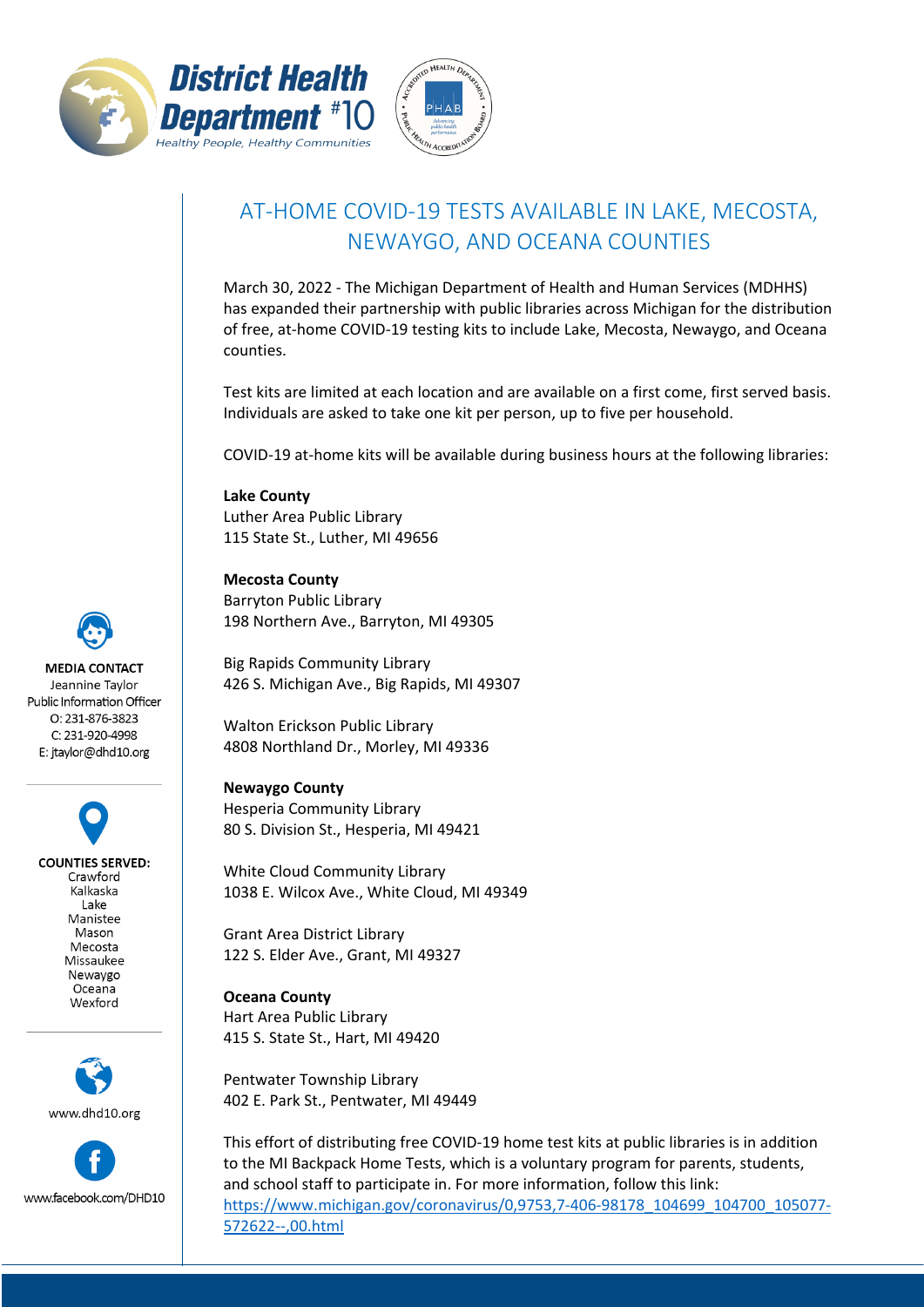District Health Department #10
*Healthy People, Healthy Communities*

# AT-HOME COVID-19 TESTS AVAILABLE IN LAKE, MECOSTA, NEWAYGO, AND OCEANA COUNTIES

March 30, 2022 - The Michigan Department of Health and Human Services (MDHHS) has expanded their partnership with public libraries across Michigan for the distribution of free, at-home COVID-19 testing kits to include Lake, Mecosta, Newaygo, and Oceana counties.

Test kits are limited at each location and are available on a first come, first served basis. Individuals are asked to take one kit per person, up to five per household.

COVID-19 at-home kits will be available during business hours at the following libraries:

**Lake County**
Luther Area Public Library
115 State St., Luther, MI 49656

**Mecosta County**
Barryton Public Library
198 Northern Ave., Barryton, MI 49305

Big Rapids Community Library
426 S. Michigan Ave., Big Rapids, MI 49307

Walton Erickson Public Library
4808 Northland Dr., Morley, MI 49336

**Newaygo County**
Hesperia Community Library
80 S. Division St., Hesperia, MI 49421

White Cloud Community Library
1038 E. Wilcox Ave., White Cloud, MI 49349

Grant Area District Library
122 S. Elder Ave., Grant, MI 49327

**Oceana County**
Hart Area Public Library
415 S. State St., Hart, MI 49420

Pentwater Township Library
402 E. Park St., Pentwater, MI 49449

This effort of distributing free COVID-19 home test kits at public libraries is in addition to the MI Backpack Home Tests, which is a voluntary program for parents, students, and school staff to participate in. For more information, follow this link: https://www.michigan.gov/coronavirus/0,9753,7-406-98178_104699_104700_105077-572622--,00.html

**MEDIA CONTACT**
Jeannine Taylor
Public Information Officer
O: 231-876-3823
C: 231-920-4998
E: jtaylor@dhd10.org

**COUNTIES SERVED:**
Crawford
Kalkaska
Lake
Manistee
Mason
Mecosta
Missaukee
Newaygo
Oceana
Wexford

www.dhd10.org

www.facebook.com/DHD10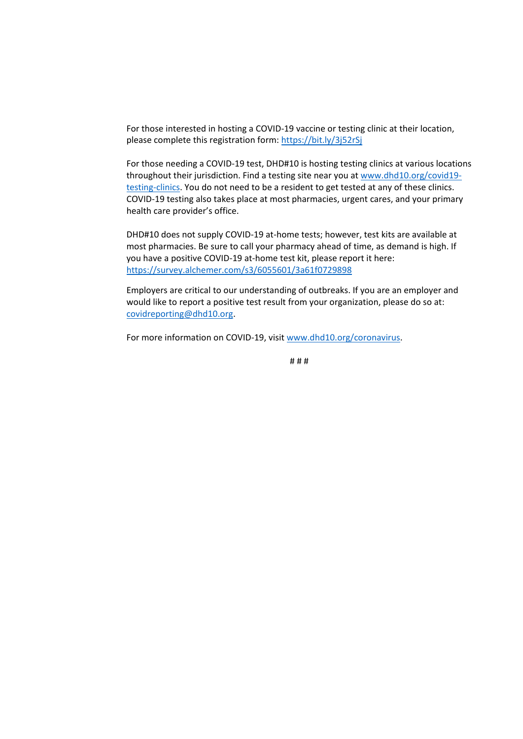For those interested in hosting a COVID-19 vaccine or testing clinic at their location, please complete this registration form: https://bit.ly/3j52rSj

For those needing a COVID-19 test, DHD#10 is hosting testing clinics at various locations throughout their jurisdiction. Find a testing site near you at www.dhd10.org/covid19-testing-clinics. You do not need to be a resident to get tested at any of these clinics. COVID-19 testing also takes place at most pharmacies, urgent cares, and your primary health care provider's office.

DHD#10 does not supply COVID-19 at-home tests; however, test kits are available at most pharmacies. Be sure to call your pharmacy ahead of time, as demand is high. If you have a positive COVID-19 at-home test kit, please report it here: https://survey.alchemer.com/s3/6055601/3a61f0729898

Employers are critical to our understanding of outbreaks. If you are an employer and would like to report a positive test result from your organization, please do so at: covidreporting@dhd10.org.

For more information on COVID-19, visit www.dhd10.org/coronavirus.

# # #